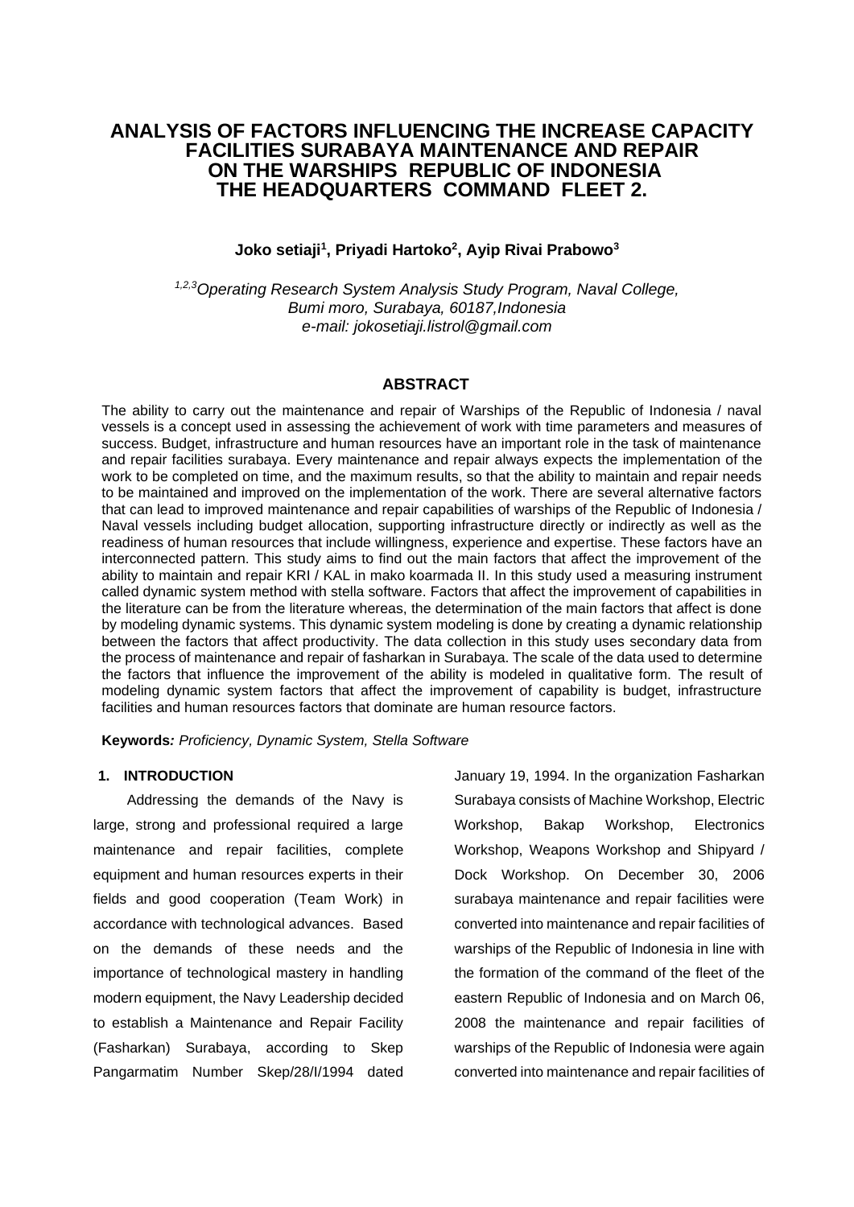# ANALYSIS OF FACTORS INFLUENCING THE INCREASE CAPACITY FACILITIES SURABAYA MAINTENANCE AND REPAIR ON THE WARSHIPS REPUBLIC OF INDONESIA THE HEADQUARTERS COMMAND FLEET 2.

**Joko setiaji[1], Priyadi Hartoko[2], Ayip Rivai Prabowo[3]**

*[1,2,3]Operating Research System Analysis Study Program, Naval College, Bumi moro, Surabaya, 60187,Indonesia*
*e-mail: jokosetiaji.listrol@gmail.com*

## ABSTRACT

The ability to carry out the maintenance and repair of Warships of the Republic of Indonesia / naval vessels is a concept used in assessing the achievement of work with time parameters and measures of success. Budget, infrastructure and human resources have an important role in the task of maintenance and repair facilities surabaya. Every maintenance and repair always expects the implementation of the work to be completed on time, and the maximum results, so that the ability to maintain and repair needs to be maintained and improved on the implementation of the work. There are several alternative factors that can lead to improved maintenance and repair capabilities of warships of the Republic of Indonesia / Naval vessels including budget allocation, supporting infrastructure directly or indirectly as well as the readiness of human resources that include willingness, experience and expertise. These factors have an interconnected pattern. This study aims to find out the main factors that affect the improvement of the ability to maintain and repair KRI / KAL in mako koarmada II. In this study used a measuring instrument called dynamic system method with stella software. Factors that affect the improvement of capabilities in the literature can be from the literature whereas, the determination of the main factors that affect is done by modeling dynamic systems. This dynamic system modeling is done by creating a dynamic relationship between the factors that affect productivity. The data collection in this study uses secondary data from the process of maintenance and repair of fasharkan in Surabaya. The scale of the data used to determine the factors that influence the improvement of the ability is modeled in qualitative form. The result of modeling dynamic system factors that affect the improvement of capability is budget, infrastructure facilities and human resources factors that dominate are human resource factors.

**Keywords:** *Proficiency, Dynamic System, Stella Software*

## 1. INTRODUCTION

Addressing the demands of the Navy is large, strong and professional required a large maintenance and repair facilities, complete equipment and human resources experts in their fields and good cooperation (Team Work) in accordance with technological advances. Based on the demands of these needs and the importance of technological mastery in handling modern equipment, the Navy Leadership decided to establish a Maintenance and Repair Facility (Fasharkan) Surabaya, according to Skep Pangarmatim Number Skep/28/I/1994 dated January 19, 1994. In the organization Fasharkan Surabaya consists of Machine Workshop, Electric Workshop, Bakap Workshop, Electronics Workshop, Weapons Workshop and Shipyard / Dock Workshop. On December 30, 2006 surabaya maintenance and repair facilities were converted into maintenance and repair facilities of warships of the Republic of Indonesia in line with the formation of the command of the fleet of the eastern Republic of Indonesia and on March 06, 2008 the maintenance and repair facilities of warships of the Republic of Indonesia were again converted into maintenance and repair facilities of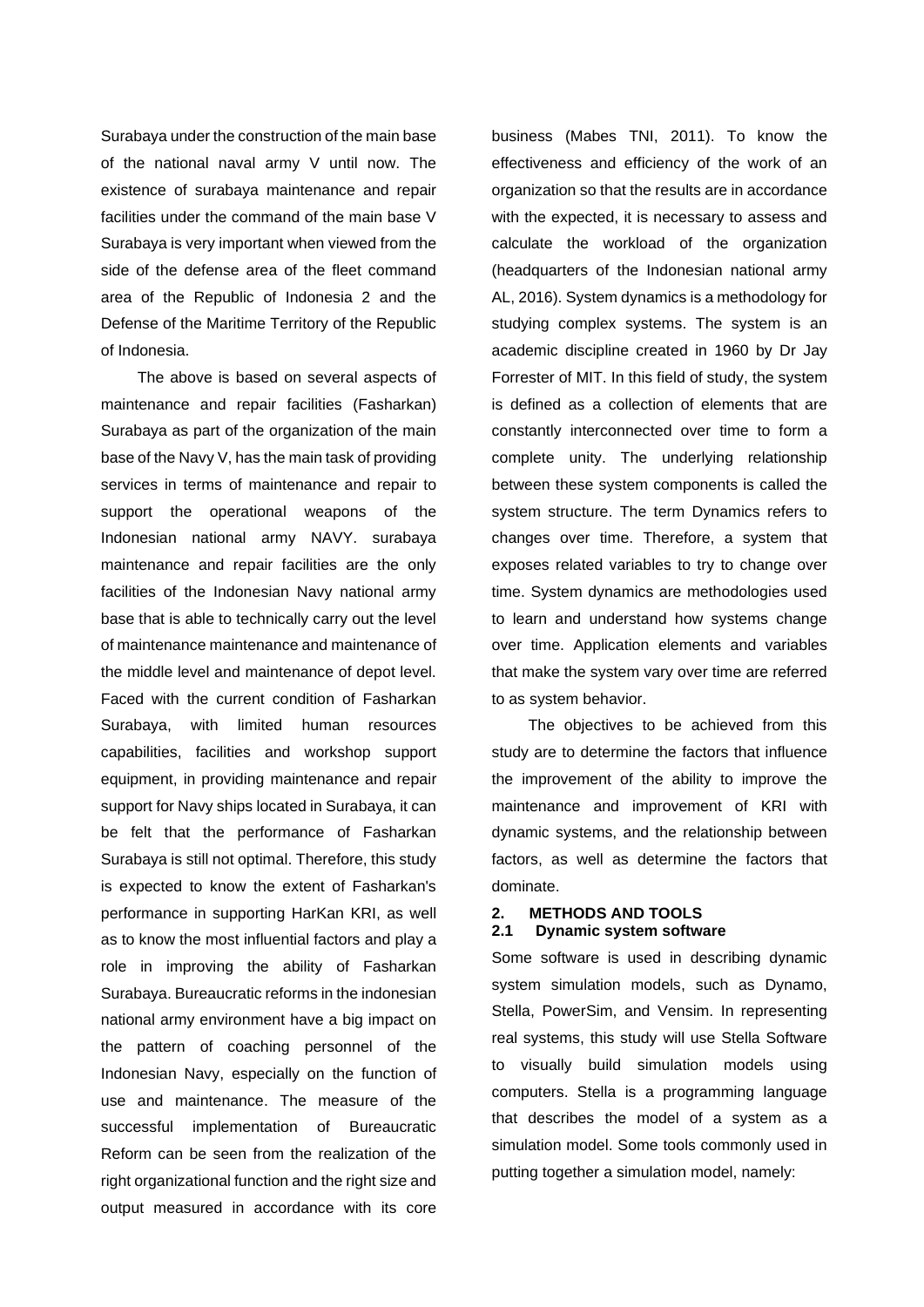Surabaya under the construction of the main base of the national naval army V until now. The existence of surabaya maintenance and repair facilities under the command of the main base V Surabaya is very important when viewed from the side of the defense area of the fleet command area of the Republic of Indonesia 2 and the Defense of the Maritime Territory of the Republic of Indonesia.

The above is based on several aspects of maintenance and repair facilities (Fasharkan) Surabaya as part of the organization of the main base of the Navy V, has the main task of providing services in terms of maintenance and repair to support the operational weapons of the Indonesian national army NAVY. surabaya maintenance and repair facilities are the only facilities of the Indonesian Navy national army base that is able to technically carry out the level of maintenance maintenance and maintenance of the middle level and maintenance of depot level. Faced with the current condition of Fasharkan Surabaya, with limited human resources capabilities, facilities and workshop support equipment, in providing maintenance and repair support for Navy ships located in Surabaya, it can be felt that the performance of Fasharkan Surabaya is still not optimal. Therefore, this study is expected to know the extent of Fasharkan's performance in supporting HarKan KRI, as well as to know the most influential factors and play a role in improving the ability of Fasharkan Surabaya. Bureaucratic reforms in the indonesian national army environment have a big impact on the pattern of coaching personnel of the Indonesian Navy, especially on the function of use and maintenance. The measure of the successful implementation of Bureaucratic Reform can be seen from the realization of the right organizational function and the right size and output measured in accordance with its core business (Mabes TNI, 2011). To know the effectiveness and efficiency of the work of an organization so that the results are in accordance with the expected, it is necessary to assess and calculate the workload of the organization (headquarters of the Indonesian national army AL, 2016). System dynamics is a methodology for studying complex systems. The system is an academic discipline created in 1960 by Dr Jay Forrester of MIT. In this field of study, the system is defined as a collection of elements that are constantly interconnected over time to form a complete unity. The underlying relationship between these system components is called the system structure. The term Dynamics refers to changes over time. Therefore, a system that exposes related variables to try to change over time. System dynamics are methodologies used to learn and understand how systems change over time. Application elements and variables that make the system vary over time are referred to as system behavior.

The objectives to be achieved from this study are to determine the factors that influence the improvement of the ability to improve the maintenance and improvement of KRI with dynamic systems, and the relationship between factors, as well as determine the factors that dominate.

## 2. METHODS AND TOOLS

### 2.1 Dynamic system software

Some software is used in describing dynamic system simulation models, such as Dynamo, Stella, PowerSim, and Vensim. In representing real systems, this study will use Stella Software to visually build simulation models using computers. Stella is a programming language that describes the model of a system as a simulation model. Some tools commonly used in putting together a simulation model, namely: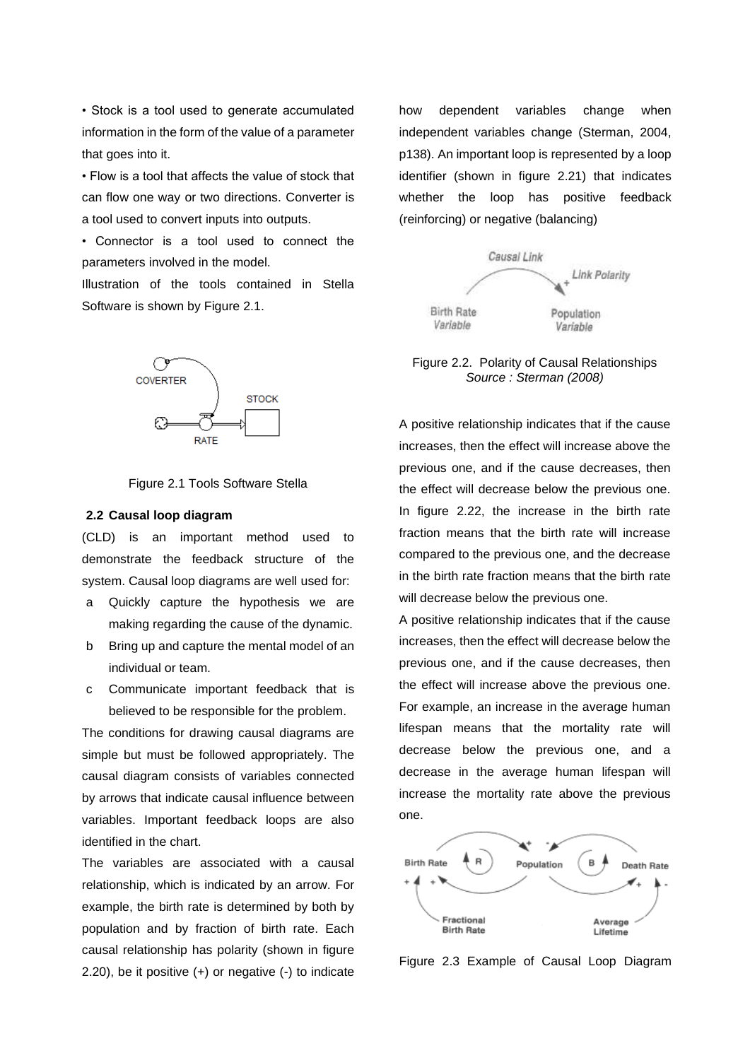• Stock is a tool used to generate accumulated information in the form of the value of a parameter that goes into it.

• Flow is a tool that affects the value of stock that can flow one way or two directions. Converter is a tool used to convert inputs into outputs.

• Connector is a tool used to connect the parameters involved in the model.

Illustration of the tools contained in Stella Software is shown by Figure 2.1.

Figure 2.1 Tools Software Stella

## 2.2 Causal loop diagram

(CLD) is an important method used to demonstrate the feedback structure of the system. Causal loop diagrams are well used for:

a. Quickly capture the hypothesis we are making regarding the cause of the dynamic.
b. Bring up and capture the mental model of an individual or team.
c. Communicate important feedback that is believed to be responsible for the problem.

The conditions for drawing causal diagrams are simple but must be followed appropriately. The causal diagram consists of variables connected by arrows that indicate causal influence between variables. Important feedback loops are also identified in the chart.

The variables are associated with a causal relationship, which is indicated by an arrow. For example, the birth rate is determined by both by population and by fraction of birth rate. Each causal relationship has polarity (shown in figure 2.20), be it positive (+) or negative (-) to indicate how dependent variables change when independent variables change (Sterman, 2004, p138). An important loop is represented by a loop identifier (shown in figure 2.21) that indicates whether the loop has positive feedback (reinforcing) or negative (balancing)

Figure 2.2. Polarity of Causal Relationships
*Source : Sterman (2008)*

A positive relationship indicates that if the cause increases, then the effect will increase above the previous one, and if the cause decreases, then the effect will decrease below the previous one. In figure 2.22, the increase in the birth rate fraction means that the birth rate will increase compared to the previous one, and the decrease in the birth rate fraction means that the birth rate will decrease below the previous one.

A positive relationship indicates that if the cause increases, then the effect will decrease below the previous one, and if the cause decreases, then the effect will increase above the previous one. For example, an increase in the average human lifespan means that the mortality rate will decrease below the previous one, and a decrease in the average human lifespan will increase the mortality rate above the previous one.

Figure 2.3 Example of Causal Loop Diagram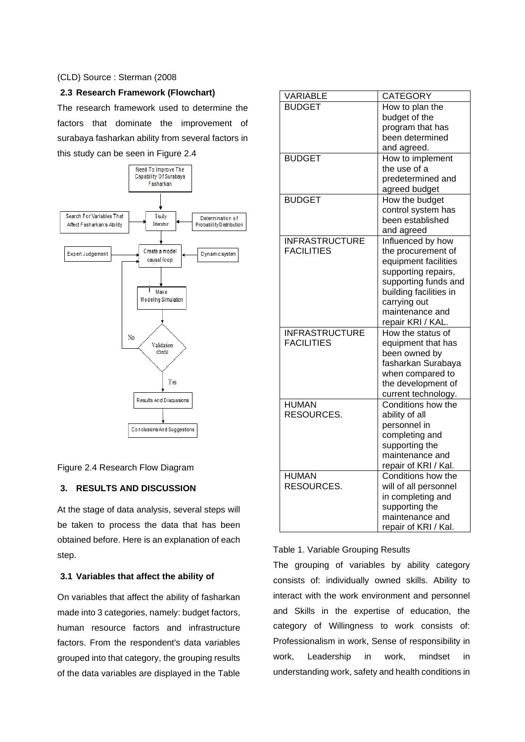(CLD) Source : Sterman (2008

### 2.3 Research Framework (Flowchart)

The research framework used to determine the factors that dominate the improvement of surabaya fasharkan ability from several factors in this study can be seen in Figure 2.4

Need To Improve The Capability Of Surabaya Fasharkan

Search For Variables That Affect Fasharkan's Ability

Study literatur

Determination of Probability Distribution

Expert Judgement

Create a model causal loop

Dynamic system

Make Modeling Simulation

No

Validation check

Yes

Results And Discussions

Conclusions And Suggestions

Figure 2.4 Research Flow Diagram

## 3. RESULTS AND DISCUSSION

At the stage of data analysis, several steps will be taken to process the data that has been obtained before. Here is an explanation of each step.

### 3.1 Variables that affect the ability of

On variables that affect the ability of fasharkan made into 3 categories, namely: budget factors, human resource factors and infrastructure factors. From the respondent's data variables grouped into that category, the grouping results of the data variables are displayed in the Table

| VARIABLE | CATEGORY |
|---|---|
| BUDGET | How to plan the budget of the program that has been determined and agreed. |
| BUDGET | How to implement the use of a predetermined and agreed budget |
| BUDGET | How the budget control system has been established and agreed |
| INFRASTRUCTURE FACILITIES | Influenced by how the procurement of equipment facilities supporting repairs, supporting funds and building facilities in carrying out maintenance and repair KRI / KAL. |
| INFRASTRUCTURE FACILITIES | How the status of equipment that has been owned by fasharkan Surabaya when compared to the development of current technology. |
| HUMAN RESOURCES. | Conditions how the ability of all personnel in completing and supporting the maintenance and repair of KRI / Kal. |
| HUMAN RESOURCES. | Conditions how the will of all personnel in completing and supporting the maintenance and repair of KRI / Kal. |

Table 1. Variable Grouping Results

The grouping of variables by ability category consists of: individually owned skills. Ability to interact with the work environment and personnel and Skills in the expertise of education, the category of Willingness to work consists of: Professionalism in work, Sense of responsibility in work, Leadership in work, mindset in understanding work, safety and health conditions in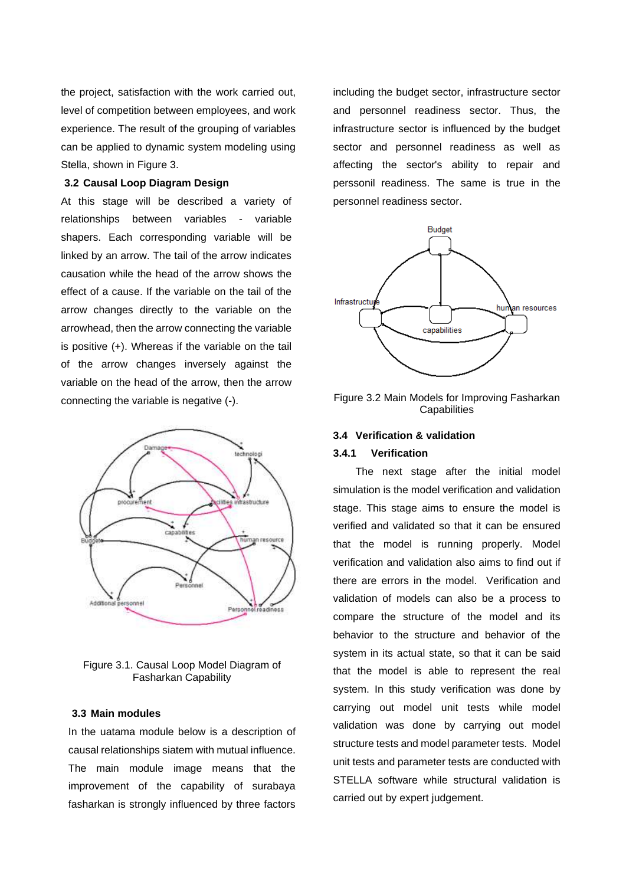the project, satisfaction with the work carried out, level of competition between employees, and work experience. The result of the grouping of variables can be applied to dynamic system modeling using Stella, shown in Figure 3.

## 3.2 Causal Loop Diagram Design

At this stage will be described a variety of relationships between variables - variable shapers. Each corresponding variable will be linked by an arrow. The tail of the arrow indicates causation while the head of the arrow shows the effect of a cause. If the variable on the tail of the arrow changes directly to the variable on the arrowhead, then the arrow connecting the variable is positive (+). Whereas if the variable on the tail of the arrow changes inversely against the variable on the head of the arrow, then the arrow connecting the variable is negative (-).

Figure 3.1. Causal Loop Model Diagram of Fasharkan Capability

## 3.3 Main modules

In the uatama module below is a description of causal relationships siatem with mutual influence. The main module image means that the improvement of the capability of surabaya fasharkan is strongly influenced by three factors including the budget sector, infrastructure sector and personnel readiness sector. Thus, the infrastructure sector is influenced by the budget sector and personnel readiness as well as affecting the sector's ability to repair and perssonil readiness. The same is true in the personnel readiness sector.

Figure 3.2 Main Models for Improving Fasharkan Capabilities

## 3.4 Verification & validation

### 3.4.1 Verification

The next stage after the initial model simulation is the model verification and validation stage. This stage aims to ensure the model is verified and validated so that it can be ensured that the model is running properly. Model verification and validation also aims to find out if there are errors in the model. Verification and validation of models can also be a process to compare the structure of the model and its behavior to the structure and behavior of the system in its actual state, so that it can be said that the model is able to represent the real system. In this study verification was done by carrying out model unit tests while model validation was done by carrying out model structure tests and model parameter tests. Model unit tests and parameter tests are conducted with STELLA software while structural validation is carried out by expert judgement.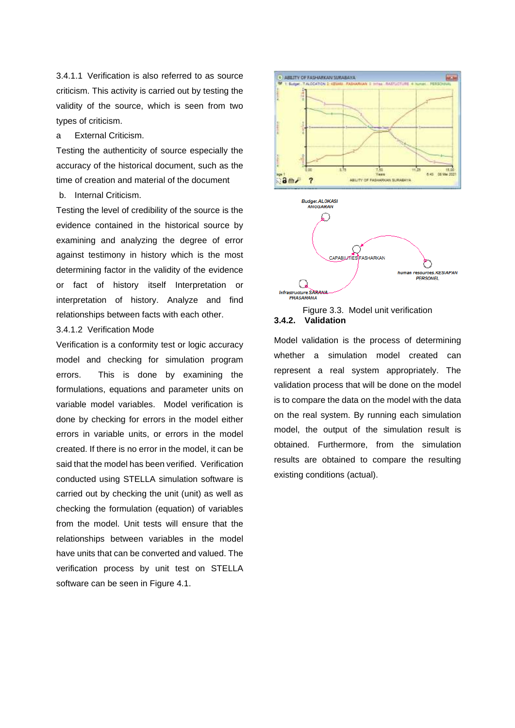3.4.1.1 Verification is also referred to as source criticism. This activity is carried out by testing the validity of the source, which is seen from two types of criticism.

a External Criticism.

Testing the authenticity of source especially the accuracy of the historical document, such as the time of creation and material of the document

b. Internal Criticism.

Testing the level of credibility of the source is the evidence contained in the historical source by examining and analyzing the degree of error against testimony in history which is the most determining factor in the validity of the evidence or fact of history itself Interpretation or interpretation of history. Analyze and find relationships between facts with each other.

3.4.1.2 Verification Mode

Verification is a conformity test or logic accuracy model and checking for simulation program errors. This is done by examining the formulations, equations and parameter units on variable model variables. Model verification is done by checking for errors in the model either errors in variable units, or errors in the model created. If there is no error in the model, it can be said that the model has been verified. Verification conducted using STELLA simulation software is carried out by checking the unit (unit) as well as checking the formulation (equation) of variables from the model. Unit tests will ensure that the relationships between variables in the model have units that can be converted and valued. The verification process by unit test on STELLA software can be seen in Figure 4.1.

Figure 3.3. Model unit verification

### 3.4.2. Validation

Model validation is the process of determining whether a simulation model created can represent a real system appropriately. The validation process that will be done on the model is to compare the data on the model with the data on the real system. By running each simulation model, the output of the simulation result is obtained. Furthermore, from the simulation results are obtained to compare the resulting existing conditions (actual).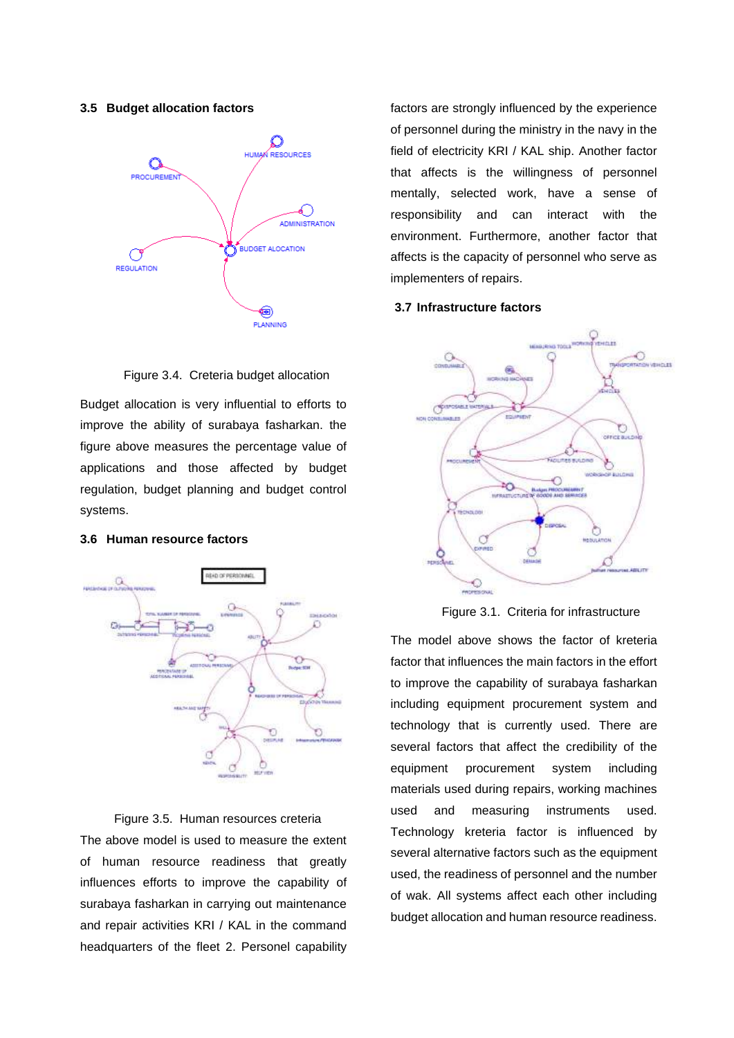### 3.5 Budget allocation factors

Figure 3.4. Creteria budget allocation

Budget allocation is very influential to efforts to improve the ability of surabaya fasharkan. the figure above measures the percentage value of applications and those affected by budget regulation, budget planning and budget control systems.

### 3.6 Human resource factors

Figure 3.5. Human resources creteria

The above model is used to measure the extent of human resource readiness that greatly influences efforts to improve the capability of surabaya fasharkan in carrying out maintenance and repair activities KRI / KAL in the command headquarters of the fleet 2. Personel capability factors are strongly influenced by the experience of personnel during the ministry in the navy in the field of electricity KRI / KAL ship. Another factor that affects is the willingness of personnel mentally, selected work, have a sense of responsibility and can interact with the environment. Furthermore, another factor that affects is the capacity of personnel who serve as implementers of repairs.

### 3.7 Infrastructure factors

Figure 3.1. Criteria for infrastructure

The model above shows the factor of kreteria factor that influences the main factors in the effort to improve the capability of surabaya fasharkan including equipment procurement system and technology that is currently used. There are several factors that affect the credibility of the equipment procurement system including materials used during repairs, working machines used and measuring instruments used. Technology kreteria factor is influenced by several alternative factors such as the equipment used, the readiness of personnel and the number of wak. All systems affect each other including budget allocation and human resource readiness.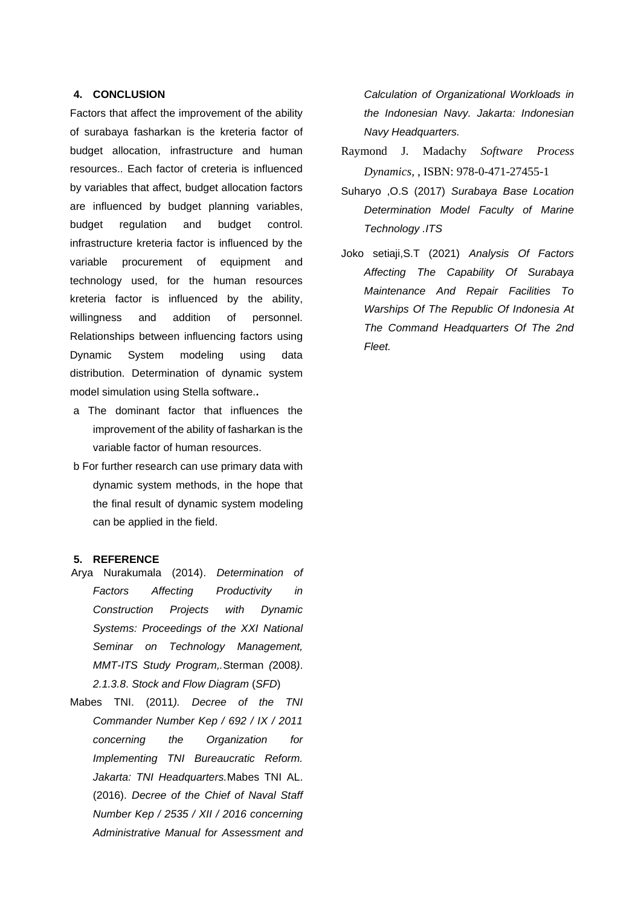## 4. CONCLUSION

Factors that affect the improvement of the ability of surabaya fasharkan is the kreteria factor of budget allocation, infrastructure and human resources.. Each factor of creteria is influenced by variables that affect, budget allocation factors are influenced by budget planning variables, budget regulation and budget control. infrastructure kreteria factor is influenced by the variable procurement of equipment and technology used, for the human resources kreteria factor is influenced by the ability, willingness and addition of personnel. Relationships between influencing factors using Dynamic System modeling using data distribution. Determination of dynamic system model simulation using Stella software.**.**

a The dominant factor that influences the improvement of the ability of fasharkan is the variable factor of human resources.

b For further research can use primary data with dynamic system methods, in the hope that the final result of dynamic system modeling can be applied in the field.

## 5. REFERENCE

Arya Nurakumala (2014). *Determination of Factors Affecting Productivity in Construction Projects with Dynamic Systems: Proceedings of the XXI National Seminar on Technology Management, MMT-ITS Study Program,.*Sterman *(*2008*)*. *2.1.3.8*. *Stock and Flow Diagram* (*SFD*)

Mabes TNI. (2011*)*. *Decree of the TNI Commander Number Kep / 692 / IX / 2011 concerning the Organization for Implementing TNI Bureaucratic Reform. Jakarta: TNI Headquarters.*Mabes TNI AL. (2016). *Decree of the Chief of Naval Staff Number Kep / 2535 / XII / 2016 concerning Administrative Manual for Assessment and Calculation of Organizational Workloads in the Indonesian Navy. Jakarta: Indonesian Navy Headquarters.*

Raymond J. Madachy *Software Process Dynamics*, , ISBN: 978-0-471-27455-1

Suharyo ,O.S (2017) *Surabaya Base Location Determination Model Faculty of Marine Technology .ITS*

Joko setiaji,S.T (2021) *Analysis Of Factors Affecting The Capability Of Surabaya Maintenance And Repair Facilities To Warships Of The Republic Of Indonesia At The Command Headquarters Of The 2nd Fleet.*